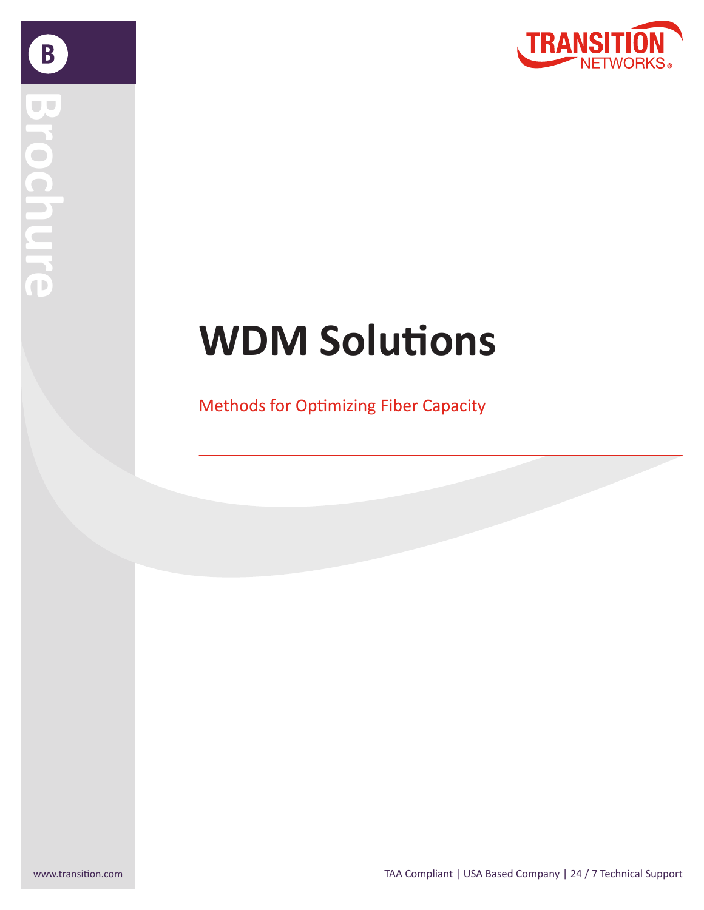Brochure

# WDM Solutions

Methods for Optimizing Fiber Capacity

www.transition.com

TAA Compliant | USA Based Company | 24 / 7 Technical Support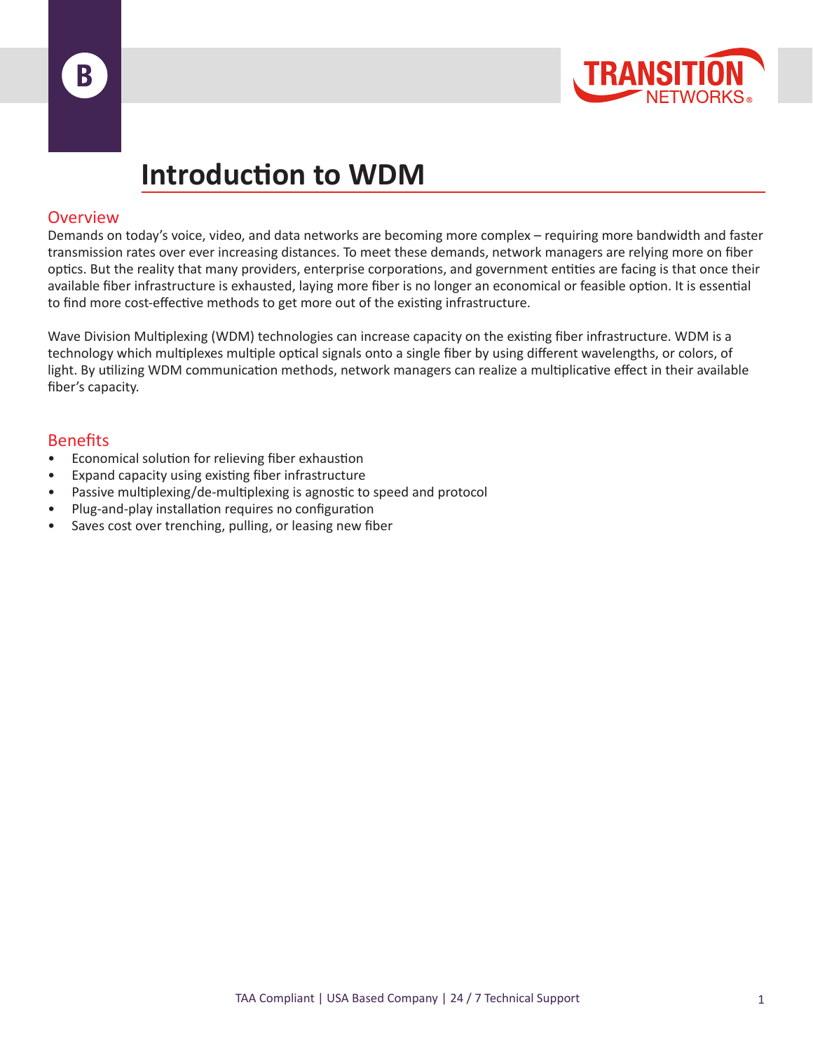# Introduction to WDM

## Overview

Demands on today's voice, video, and data networks are becoming more complex – requiring more bandwidth and faster transmission rates over ever increasing distances. To meet these demands, network managers are relying more on fiber optics. But the reality that many providers, enterprise corporations, and government entities are facing is that once their available fiber infrastructure is exhausted, laying more fiber is no longer an economical or feasible option. It is essential to find more cost-effective methods to get more out of the existing infrastructure.

Wave Division Multiplexing (WDM) technologies can increase capacity on the existing fiber infrastructure. WDM is a technology which multiplexes multiple optical signals onto a single fiber by using different wavelengths, or colors, of light. By utilizing WDM communication methods, network managers can realize a multiplicative effect in their available fiber's capacity.

## Benefits

- Economical solution for relieving fiber exhaustion
- Expand capacity using existing fiber infrastructure
- Passive multiplexing/de-multiplexing is agnostic to speed and protocol
- Plug-and-play installation requires no configuration
- Saves cost over trenching, pulling, or leasing new fiber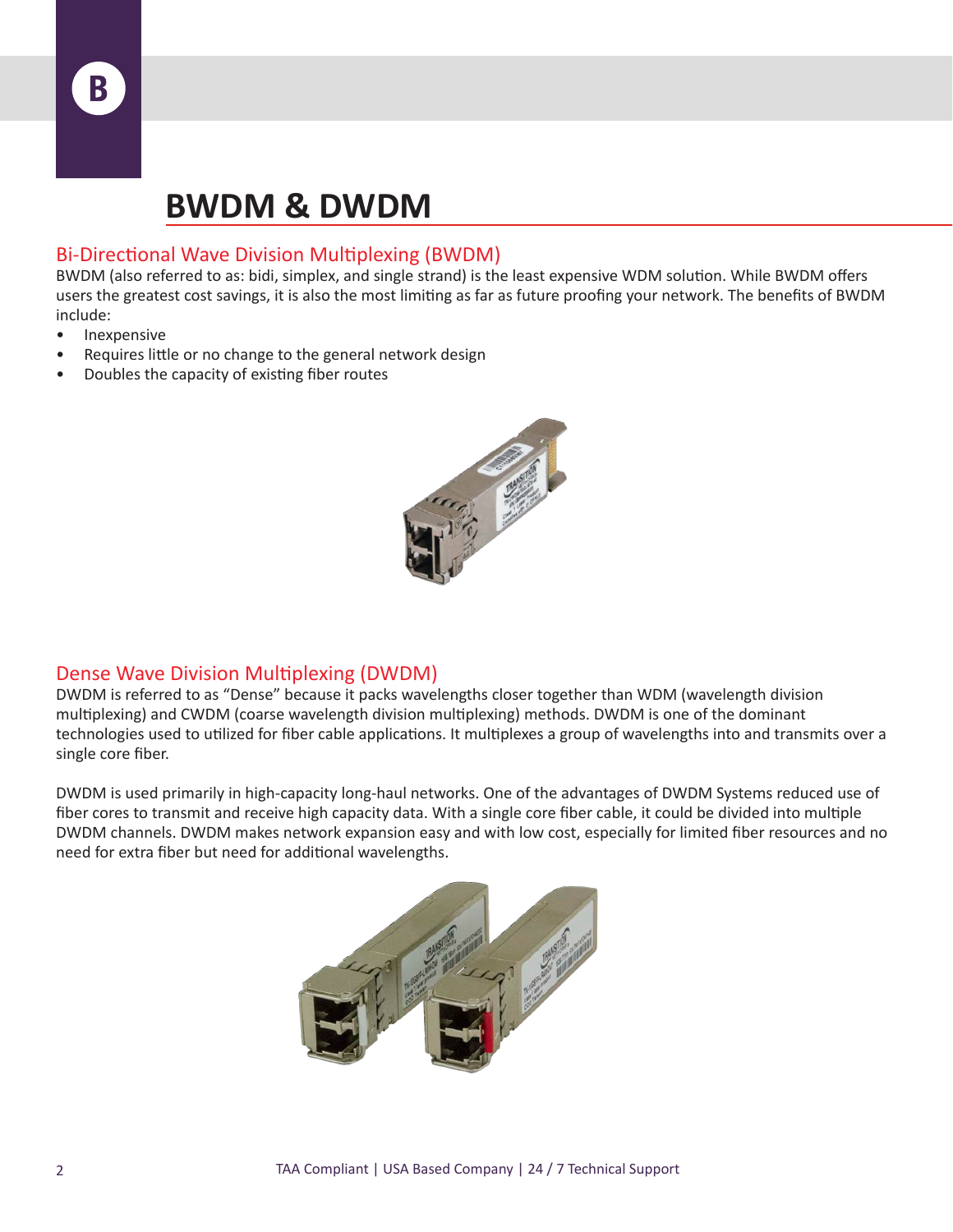# BWDM & DWDM

## Bi-Directional Wave Division Multiplexing (BWDM)

BWDM (also referred to as: bidi, simplex, and single strand) is the least expensive WDM solution. While BWDM offers users the greatest cost savings, it is also the most limiting as far as future proofing your network. The benefits of BWDM include:

- Inexpensive
- Requires little or no change to the general network design
- Doubles the capacity of existing fiber routes

## Dense Wave Division Multiplexing (DWDM)

DWDM is referred to as "Dense" because it packs wavelengths closer together than WDM (wavelength division multiplexing) and CWDM (coarse wavelength division multiplexing) methods. DWDM is one of the dominant technologies used to utilized for fiber cable applications. It multiplexes a group of wavelengths into and transmits over a single core fiber.

DWDM is used primarily in high-capacity long-haul networks. One of the advantages of DWDM Systems reduced use of fiber cores to transmit and receive high capacity data. With a single core fiber cable, it could be divided into multiple DWDM channels. DWDM makes network expansion easy and with low cost, especially for limited fiber resources and no need for extra fiber but need for additional wavelengths.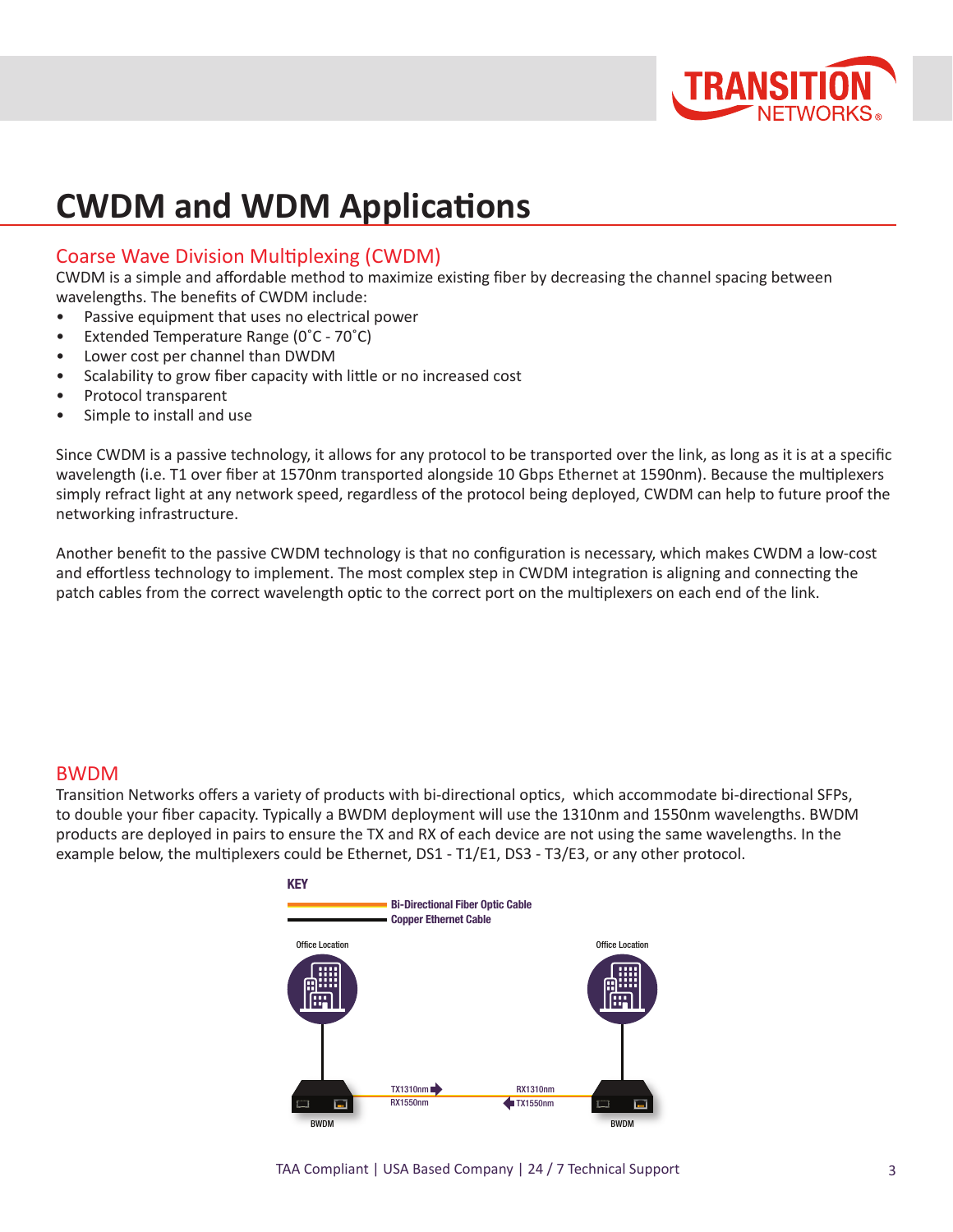# CWDM and WDM Applications

## Coarse Wave Division Multiplexing (CWDM)

CWDM is a simple and affordable method to maximize existing fiber by decreasing the channel spacing between wavelengths. The benefits of CWDM include:

- Passive equipment that uses no electrical power
- Extended Temperature Range (0˚C - 70˚C)
- Lower cost per channel than DWDM
- Scalability to grow fiber capacity with little or no increased cost
- Protocol transparent
- Simple to install and use

Since CWDM is a passive technology, it allows for any protocol to be transported over the link, as long as it is at a specific wavelength (i.e. T1 over fiber at 1570nm transported alongside 10 Gbps Ethernet at 1590nm). Because the multiplexers simply refract light at any network speed, regardless of the protocol being deployed, CWDM can help to future proof the networking infrastructure.

Another benefit to the passive CWDM technology is that no configuration is necessary, which makes CWDM a low-cost and effortless technology to implement. The most complex step in CWDM integration is aligning and connecting the patch cables from the correct wavelength optic to the correct port on the multiplexers on each end of the link.

## BWDM

Transition Networks offers a variety of products with bi-directional optics, which accommodate bi-directional SFPs, to double your fiber capacity. Typically a BWDM deployment will use the 1310nm and 1550nm wavelengths. BWDM products are deployed in pairs to ensure the TX and RX of each device are not using the same wavelengths. In the example below, the multiplexers could be Ethernet, DS1 - T1/E1, DS3 - T3/E3, or any other protocol.

**KEY**

Bi-Directional Fiber Optic Cable
Copper Ethernet Cable

Office Location — BWDM (TX1310nm, RX1550nm) ⟷ BWDM (RX1310nm, TX1550nm) — Office Location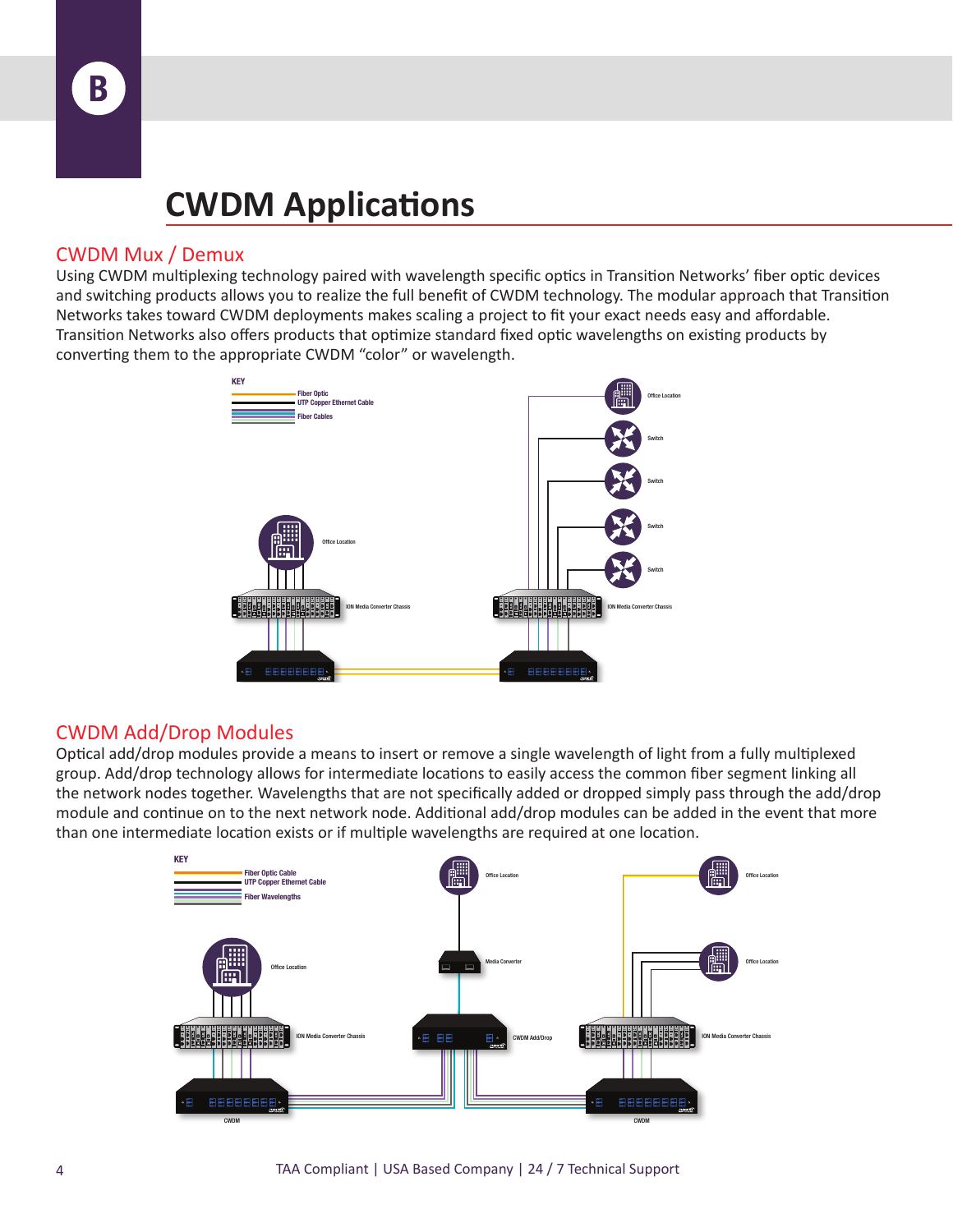# CWDM Applications

## CWDM Mux / Demux

Using CWDM multiplexing technology paired with wavelength specific optics in Transition Networks' fiber optic devices and switching products allows you to realize the full benefit of CWDM technology. The modular approach that Transition Networks takes toward CWDM deployments makes scaling a project to fit your exact needs easy and affordable. Transition Networks also offers products that optimize standard fixed optic wavelengths on existing products by converting them to the appropriate CWDM "color" or wavelength.

KEY

- Fiber Optic
- UTP Copper Ethernet Cable
- Fiber Cables

Office Location

Switch

Switch

Switch

Switch

Office Location

ION Media Converter Chassis

ION Media Converter Chassis

## CWDM Add/Drop Modules

Optical add/drop modules provide a means to insert or remove a single wavelength of light from a fully multiplexed group. Add/drop technology allows for intermediate locations to easily access the common fiber segment linking all the network nodes together. Wavelengths that are not specifically added or dropped simply pass through the add/drop module and continue on to the next network node. Additional add/drop modules can be added in the event that more than one intermediate location exists or if multiple wavelengths are required at one location.

KEY

- Fiber Optic Cable
- UTP Copper Ethernet Cable
- Fiber Wavelengths

Office Location

Office Location

Media Converter

Office Location

Office Location

ION Media Converter Chassis

CWDM Add/Drop

ION Media Converter Chassis

CWDM

CWDM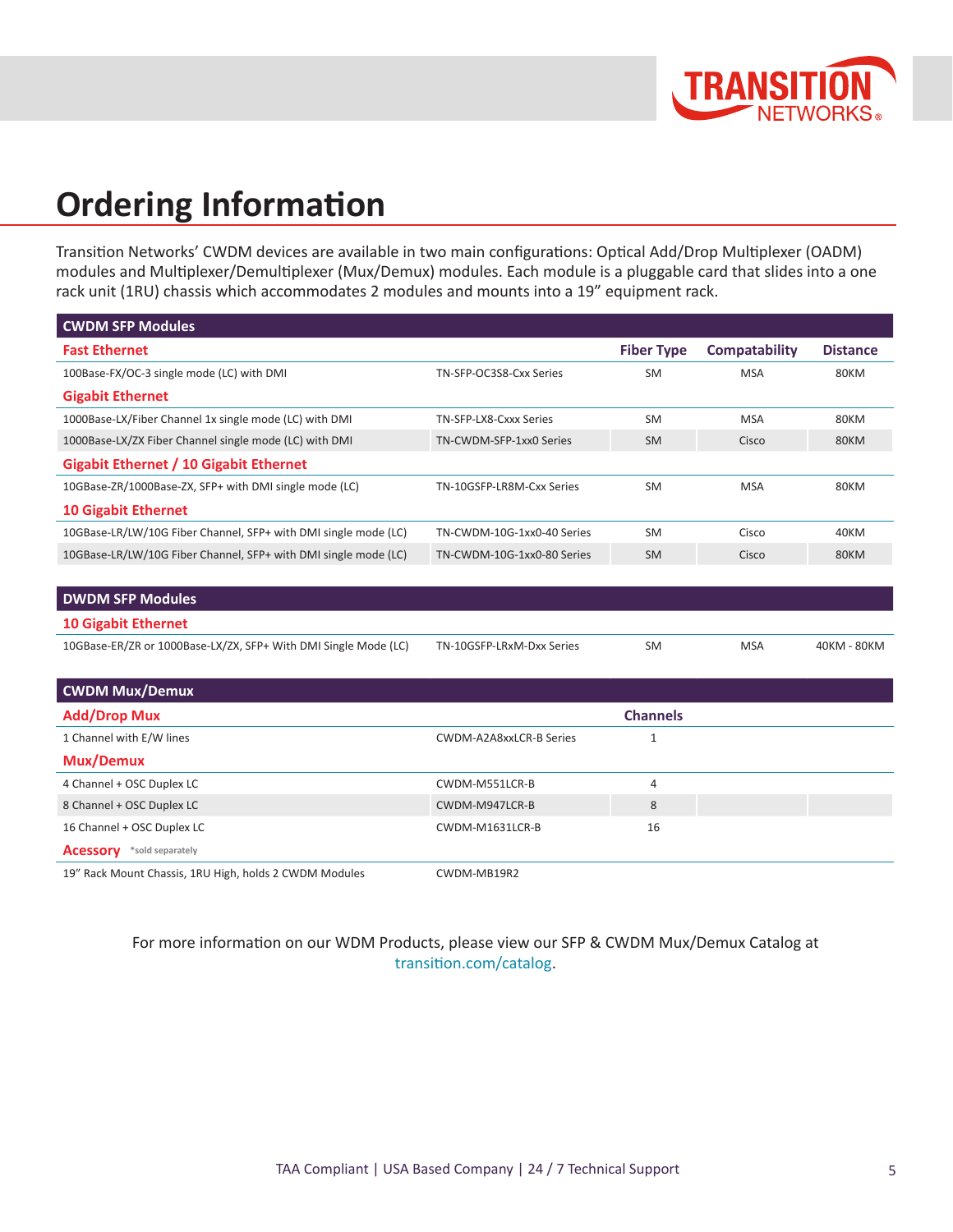# Ordering Information

Transition Networks' CWDM devices are available in two main configurations: Optical Add/Drop Multiplexer (OADM) modules and Multiplexer/Demultiplexer (Mux/Demux) modules. Each module is a pluggable card that slides into a one rack unit (1RU) chassis which accommodates 2 modules and mounts into a 19" equipment rack.

| CWDM SFP Modules | | | | |
|---|---|---|---|---|
| **Fast Ethernet** | | **Fiber Type** | **Compatability** | **Distance** |
| 100Base-FX/OC-3 single mode (LC) with DMI | TN-SFP-OC3S8-Cxx Series | SM | MSA | 80KM |
| **Gigabit Ethernet** | | | | |
| 1000Base-LX/Fiber Channel 1x single mode (LC) with DMI | TN-SFP-LX8-Cxxx Series | SM | MSA | 80KM |
| 1000Base-LX/ZX Fiber Channel single mode (LC) with DMI | TN-CWDM-SFP-1xx0 Series | SM | Cisco | 80KM |
| **Gigabit Ethernet / 10 Gigabit Ethernet** | | | | |
| 10GBase-ZR/1000Base-ZX, SFP+ with DMI single mode (LC) | TN-10GSFP-LR8M-Cxx Series | SM | MSA | 80KM |
| **10 Gigabit Ethernet** | | | | |
| 10GBase-LR/LW/10G Fiber Channel, SFP+ with DMI single mode (LC) | TN-CWDM-10G-1xx0-40 Series | SM | Cisco | 40KM |
| 10GBase-LR/LW/10G Fiber Channel, SFP+ with DMI single mode (LC) | TN-CWDM-10G-1xx0-80 Series | SM | Cisco | 80KM |

| DWDM SFP Modules | | | | |
|---|---|---|---|---|
| **10 Gigabit Ethernet** | | | | |
| 10GBase-ER/ZR or 1000Base-LX/ZX, SFP+ With DMI Single Mode (LC) | TN-10GSFP-LRxM-Dxx Series | SM | MSA | 40KM - 80KM |

| CWDM Mux/Demux | | |
|---|---|---|
| **Add/Drop Mux** | | **Channels** |
| 1 Channel with E/W lines | CWDM-A2A8xxLCR-B Series | 1 |
| **Mux/Demux** | | |
| 4 Channel + OSC Duplex LC | CWDM-M551LCR-B | 4 |
| 8 Channel + OSC Duplex LC | CWDM-M947LCR-B | 8 |
| 16 Channel + OSC Duplex LC | CWDM-M1631LCR-B | 16 |
| **Acessory** *sold separately | | |
| 19" Rack Mount Chassis, 1RU High, holds 2 CWDM Modules | CWDM-MB19R2 | |

For more information on our WDM Products, please view our SFP & CWDM Mux/Demux Catalog at transition.com/catalog.

TAA Compliant | USA Based Company | 24 / 7 Technical Support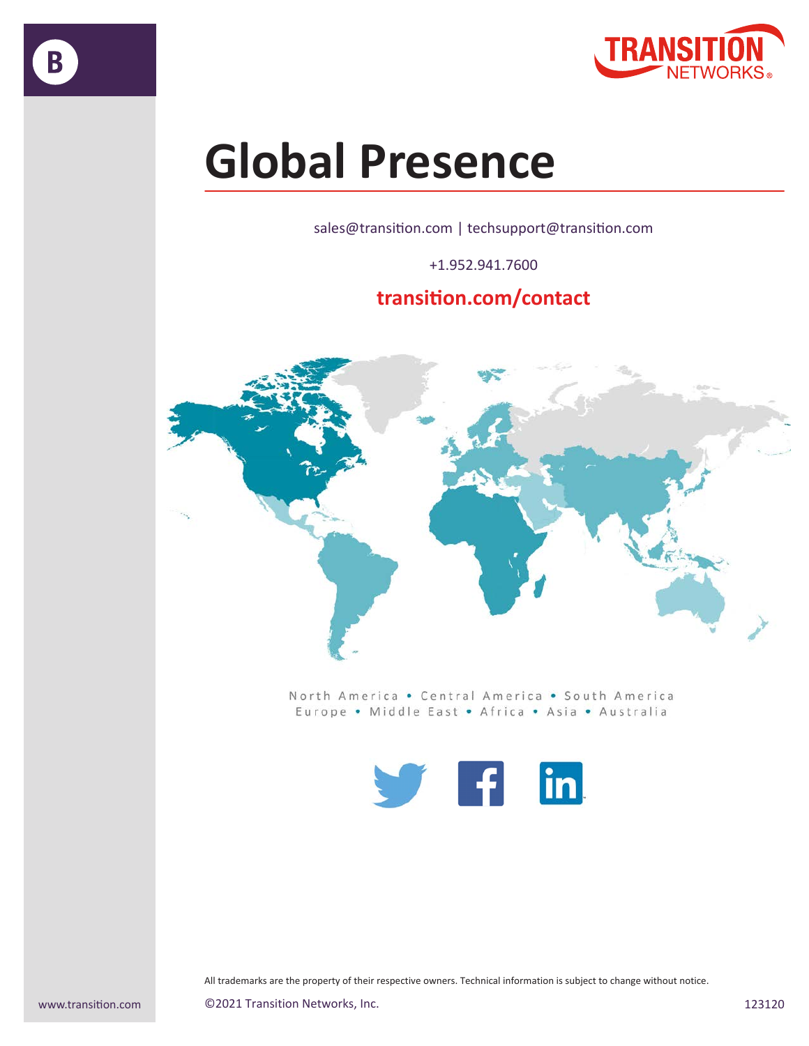# Global Presence

sales@transition.com | techsupport@transition.com

+1.952.941.7600

**transition.com/contact**

North America • Central America • South America
Europe • Middle East • Africa • Asia • Australia

All trademarks are the property of their respective owners. Technical information is subject to change without notice.

©2021 Transition Networks, Inc.

123120